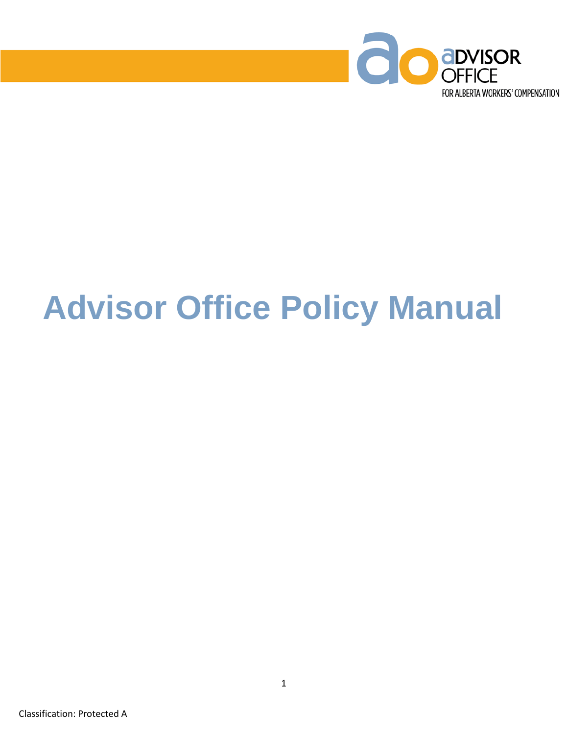Advisor Office
For Alberta Workers' Compensation

# Advisor Office Policy Manual

Classification: Protected A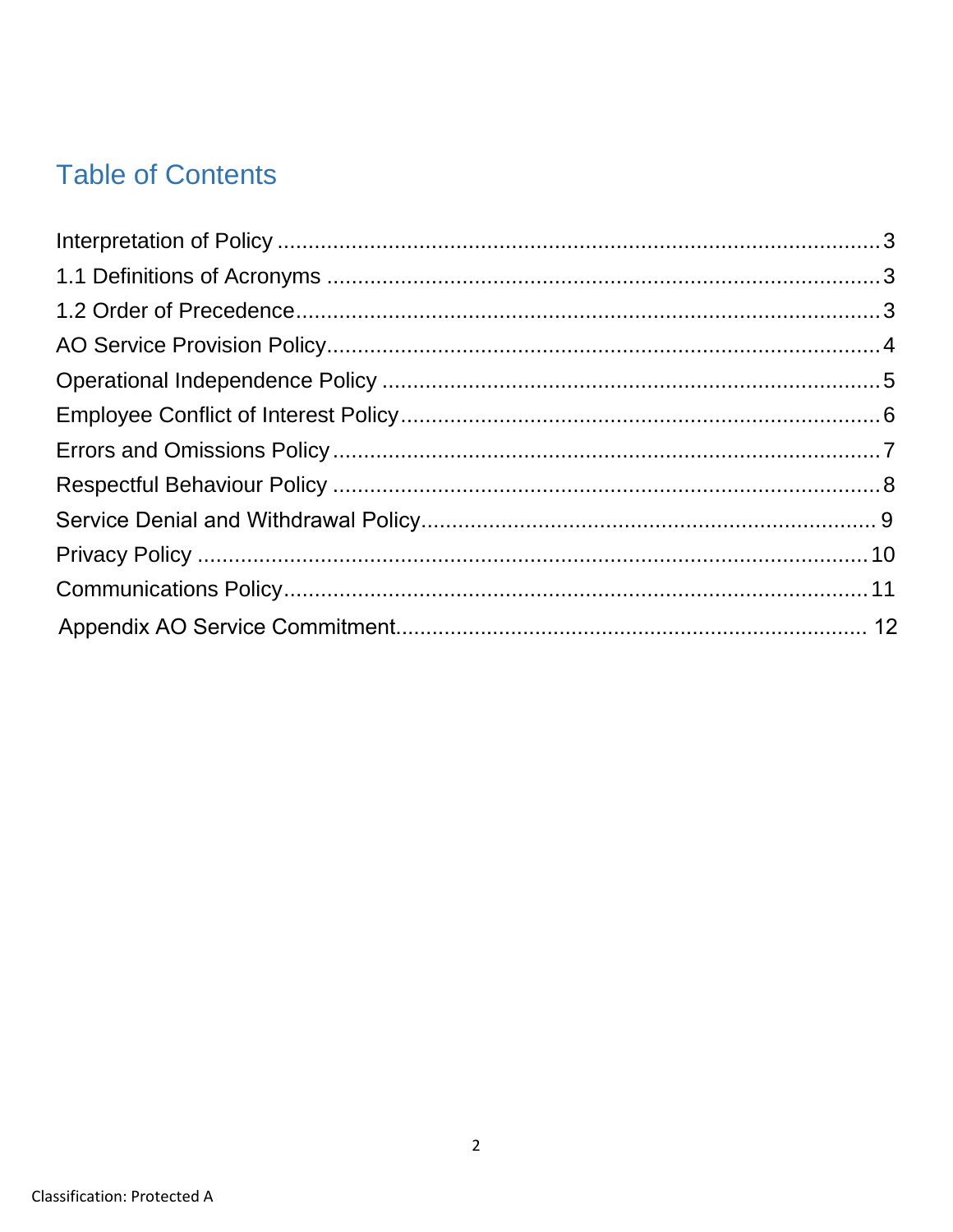# Table of Contents

Interpretation of Policy .......... 3

1.1 Definitions of Acronyms .......... 3

1.2 Order of Precedence .......... 3

AO Service Provision Policy .......... 4

Operational Independence Policy .......... 5

Employee Conflict of Interest Policy .......... 6

Errors and Omissions Policy .......... 7

Respectful Behaviour Policy .......... 8

Service Denial and Withdrawal Policy .......... 9

Privacy Policy .......... 10

Communications Policy .......... 11

Appendix AO Service Commitment .......... 12

Classification: Protected A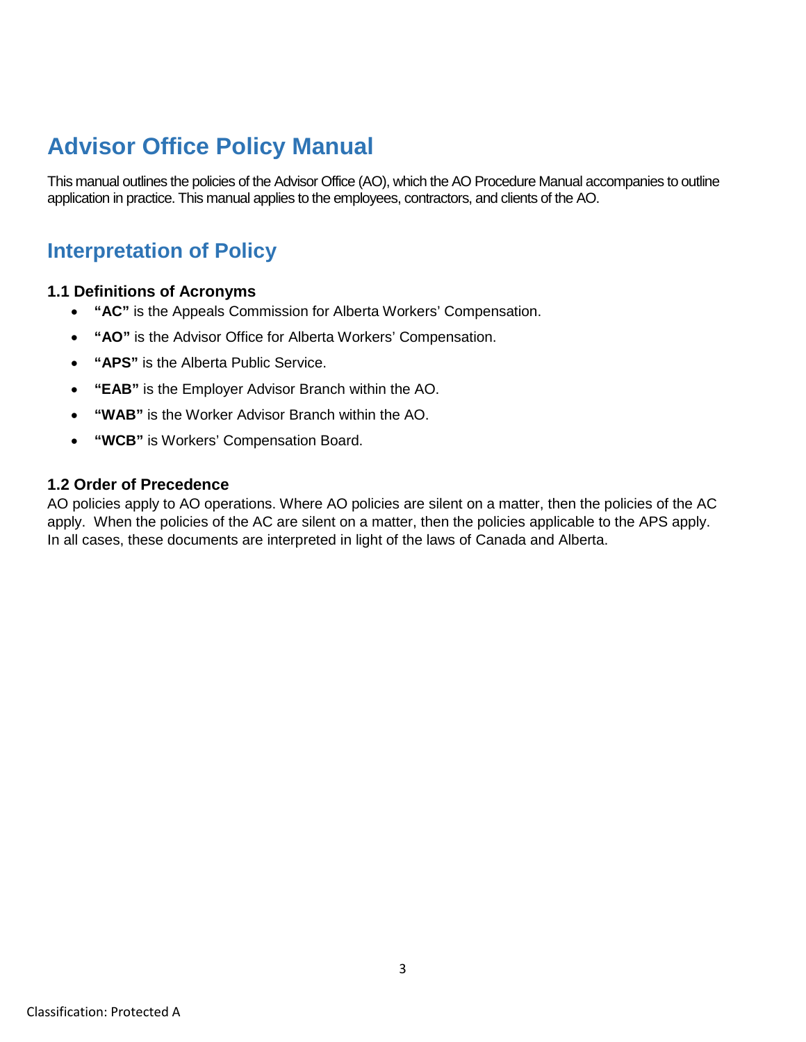# Advisor Office Policy Manual

This manual outlines the policies of the Advisor Office (AO), which the AO Procedure Manual accompanies to outline application in practice. This manual applies to the employees, contractors, and clients of the AO.

## Interpretation of Policy

### 1.1 Definitions of Acronyms

- **"AC"** is the Appeals Commission for Alberta Workers' Compensation.
- **"AO"** is the Advisor Office for Alberta Workers' Compensation.
- **"APS"** is the Alberta Public Service.
- **"EAB"** is the Employer Advisor Branch within the AO.
- **"WAB"** is the Worker Advisor Branch within the AO.
- **"WCB"** is Workers' Compensation Board.

### 1.2 Order of Precedence

AO policies apply to AO operations. Where AO policies are silent on a matter, then the policies of the AC apply. When the policies of the AC are silent on a matter, then the policies applicable to the APS apply. In all cases, these documents are interpreted in light of the laws of Canada and Alberta.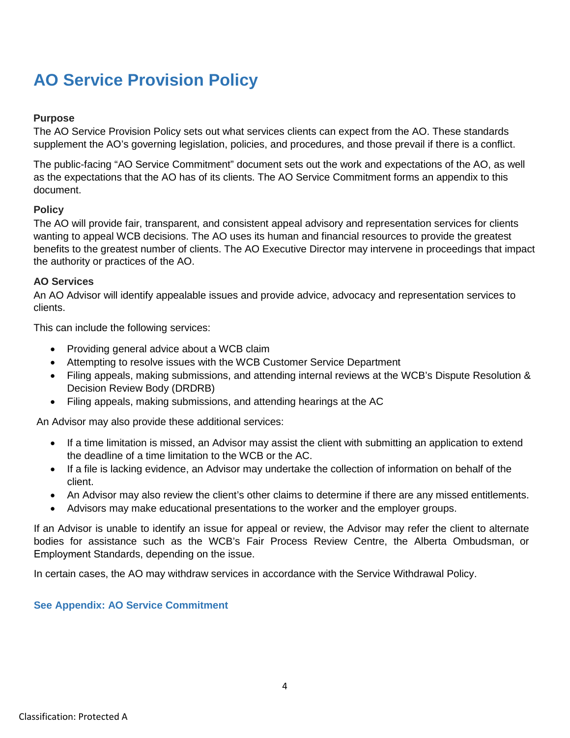# AO Service Provision Policy

**Purpose**

The AO Service Provision Policy sets out what services clients can expect from the AO. These standards supplement the AO's governing legislation, policies, and procedures, and those prevail if there is a conflict.

The public-facing "AO Service Commitment" document sets out the work and expectations of the AO, as well as the expectations that the AO has of its clients. The AO Service Commitment forms an appendix to this document.

**Policy**

The AO will provide fair, transparent, and consistent appeal advisory and representation services for clients wanting to appeal WCB decisions. The AO uses its human and financial resources to provide the greatest benefits to the greatest number of clients. The AO Executive Director may intervene in proceedings that impact the authority or practices of the AO.

**AO Services**

An AO Advisor will identify appealable issues and provide advice, advocacy and representation services to clients.

This can include the following services:

- Providing general advice about a WCB claim
- Attempting to resolve issues with the WCB Customer Service Department
- Filing appeals, making submissions, and attending internal reviews at the WCB's Dispute Resolution & Decision Review Body (DRDRB)
- Filing appeals, making submissions, and attending hearings at the AC

An Advisor may also provide these additional services:

- If a time limitation is missed, an Advisor may assist the client with submitting an application to extend the deadline of a time limitation to the WCB or the AC.
- If a file is lacking evidence, an Advisor may undertake the collection of information on behalf of the client.
- An Advisor may also review the client's other claims to determine if there are any missed entitlements.
- Advisors may make educational presentations to the worker and the employer groups.

If an Advisor is unable to identify an issue for appeal or review, the Advisor may refer the client to alternate bodies for assistance such as the WCB's Fair Process Review Centre, the Alberta Ombudsman, or Employment Standards, depending on the issue.

In certain cases, the AO may withdraw services in accordance with the Service Withdrawal Policy.

**See Appendix: AO Service Commitment**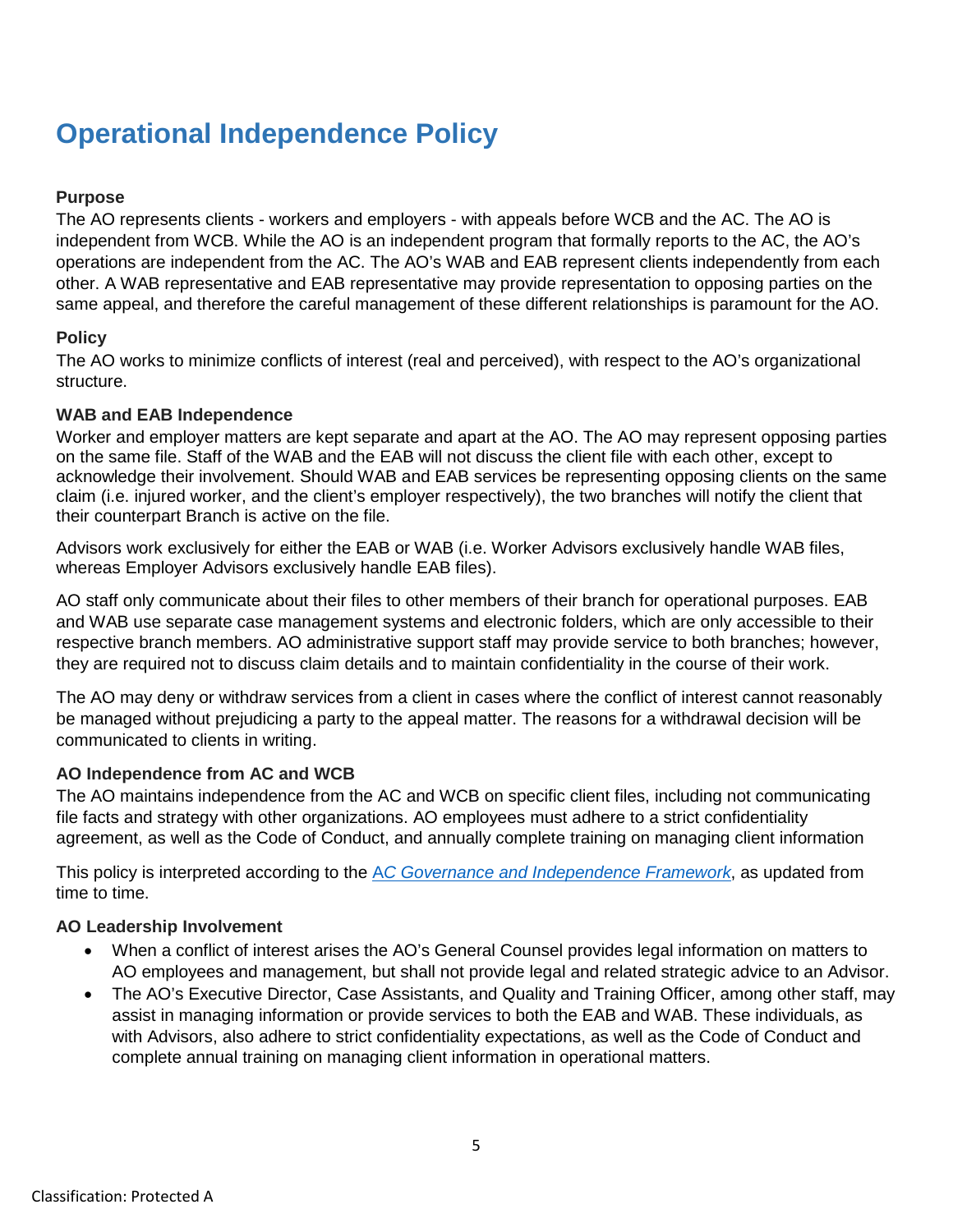# Operational Independence Policy

**Purpose**

The AO represents clients - workers and employers - with appeals before WCB and the AC. The AO is independent from WCB. While the AO is an independent program that formally reports to the AC, the AO's operations are independent from the AC. The AO's WAB and EAB represent clients independently from each other. A WAB representative and EAB representative may provide representation to opposing parties on the same appeal, and therefore the careful management of these different relationships is paramount for the AO.

**Policy**

The AO works to minimize conflicts of interest (real and perceived), with respect to the AO's organizational structure.

**WAB and EAB Independence**

Worker and employer matters are kept separate and apart at the AO. The AO may represent opposing parties on the same file. Staff of the WAB and the EAB will not discuss the client file with each other, except to acknowledge their involvement. Should WAB and EAB services be representing opposing clients on the same claim (i.e. injured worker, and the client's employer respectively), the two branches will notify the client that their counterpart Branch is active on the file.

Advisors work exclusively for either the EAB or WAB (i.e. Worker Advisors exclusively handle WAB files, whereas Employer Advisors exclusively handle EAB files).

AO staff only communicate about their files to other members of their branch for operational purposes. EAB and WAB use separate case management systems and electronic folders, which are only accessible to their respective branch members. AO administrative support staff may provide service to both branches; however, they are required not to discuss claim details and to maintain confidentiality in the course of their work.

The AO may deny or withdraw services from a client in cases where the conflict of interest cannot reasonably be managed without prejudicing a party to the appeal matter. The reasons for a withdrawal decision will be communicated to clients in writing.

**AO Independence from AC and WCB**

The AO maintains independence from the AC and WCB on specific client files, including not communicating file facts and strategy with other organizations. AO employees must adhere to a strict confidentiality agreement, as well as the Code of Conduct, and annually complete training on managing client information

This policy is interpreted according to the *AC Governance and Independence Framework*, as updated from time to time.

**AO Leadership Involvement**

- When a conflict of interest arises the AO's General Counsel provides legal information on matters to AO employees and management, but shall not provide legal and related strategic advice to an Advisor.
- The AO's Executive Director, Case Assistants, and Quality and Training Officer, among other staff, may assist in managing information or provide services to both the EAB and WAB. These individuals, as with Advisors, also adhere to strict confidentiality expectations, as well as the Code of Conduct and complete annual training on managing client information in operational matters.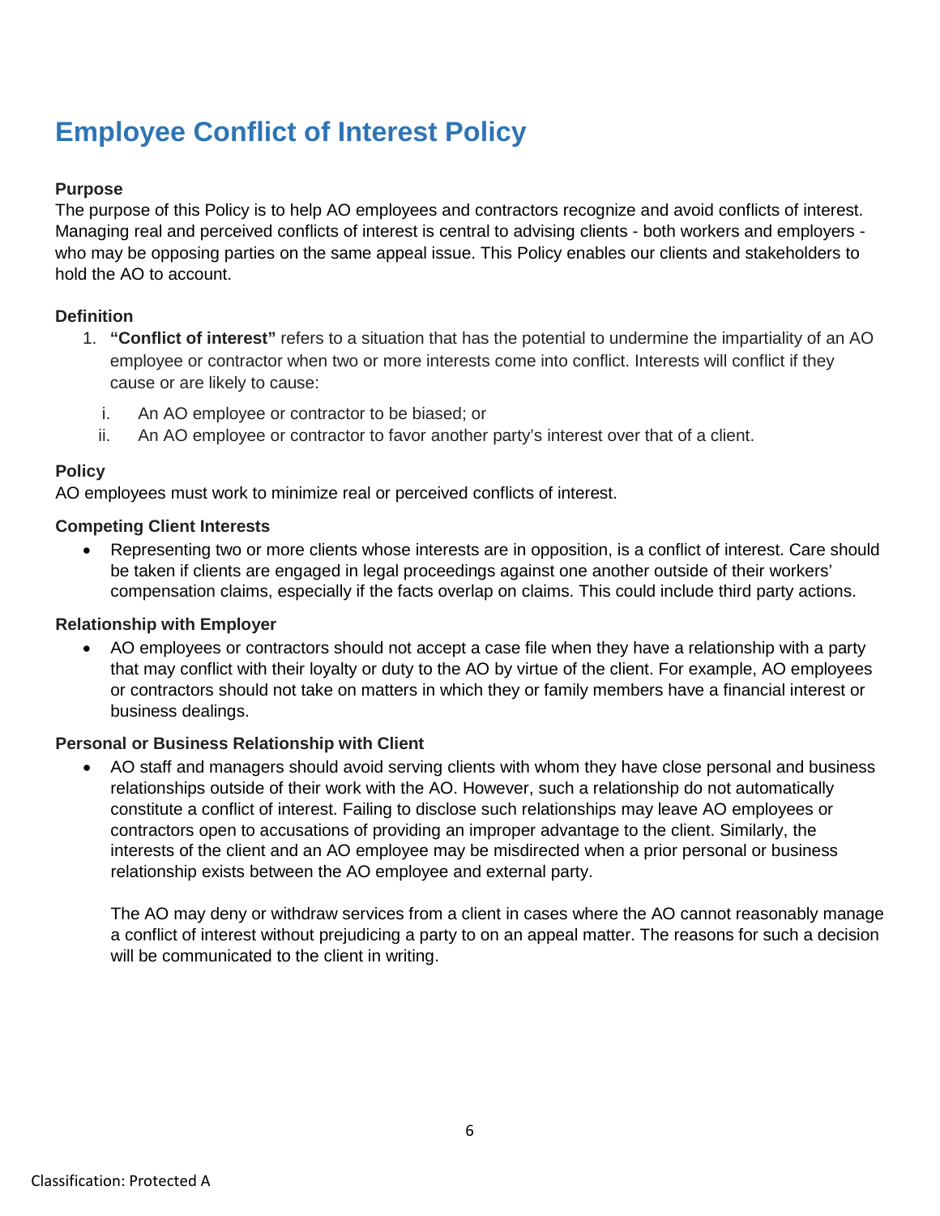# Employee Conflict of Interest Policy

**Purpose**

The purpose of this Policy is to help AO employees and contractors recognize and avoid conflicts of interest. Managing real and perceived conflicts of interest is central to advising clients - both workers and employers - who may be opposing parties on the same appeal issue. This Policy enables our clients and stakeholders to hold the AO to account.

**Definition**

1. **"Conflict of interest"** refers to a situation that has the potential to undermine the impartiality of an AO employee or contractor when two or more interests come into conflict. Interests will conflict if they cause or are likely to cause:

   i. An AO employee or contractor to be biased; or

   ii. An AO employee or contractor to favor another party's interest over that of a client.

**Policy**

AO employees must work to minimize real or perceived conflicts of interest.

**Competing Client Interests**

- Representing two or more clients whose interests are in opposition, is a conflict of interest. Care should be taken if clients are engaged in legal proceedings against one another outside of their workers' compensation claims, especially if the facts overlap on claims. This could include third party actions.

**Relationship with Employer**

- AO employees or contractors should not accept a case file when they have a relationship with a party that may conflict with their loyalty or duty to the AO by virtue of the client. For example, AO employees or contractors should not take on matters in which they or family members have a financial interest or business dealings.

**Personal or Business Relationship with Client**

- AO staff and managers should avoid serving clients with whom they have close personal and business relationships outside of their work with the AO. However, such a relationship do not automatically constitute a conflict of interest. Failing to disclose such relationships may leave AO employees or contractors open to accusations of providing an improper advantage to the client. Similarly, the interests of the client and an AO employee may be misdirected when a prior personal or business relationship exists between the AO employee and external party.

  The AO may deny or withdraw services from a client in cases where the AO cannot reasonably manage a conflict of interest without prejudicing a party to on an appeal matter. The reasons for such a decision will be communicated to the client in writing.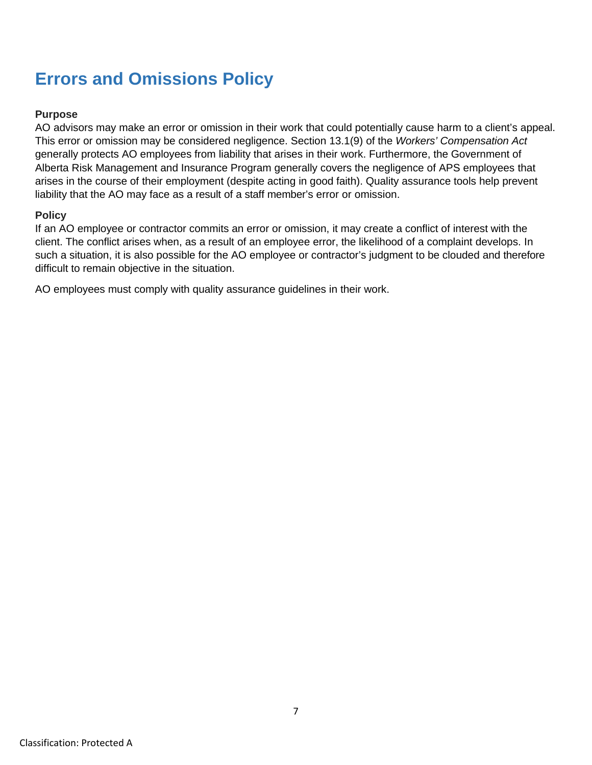# Errors and Omissions Policy

**Purpose**

AO advisors may make an error or omission in their work that could potentially cause harm to a client's appeal. This error or omission may be considered negligence. Section 13.1(9) of the *Workers' Compensation Act* generally protects AO employees from liability that arises in their work. Furthermore, the Government of Alberta Risk Management and Insurance Program generally covers the negligence of APS employees that arises in the course of their employment (despite acting in good faith). Quality assurance tools help prevent liability that the AO may face as a result of a staff member's error or omission.

**Policy**

If an AO employee or contractor commits an error or omission, it may create a conflict of interest with the client. The conflict arises when, as a result of an employee error, the likelihood of a complaint develops. In such a situation, it is also possible for the AO employee or contractor's judgment to be clouded and therefore difficult to remain objective in the situation.

AO employees must comply with quality assurance guidelines in their work.

Classification: Protected A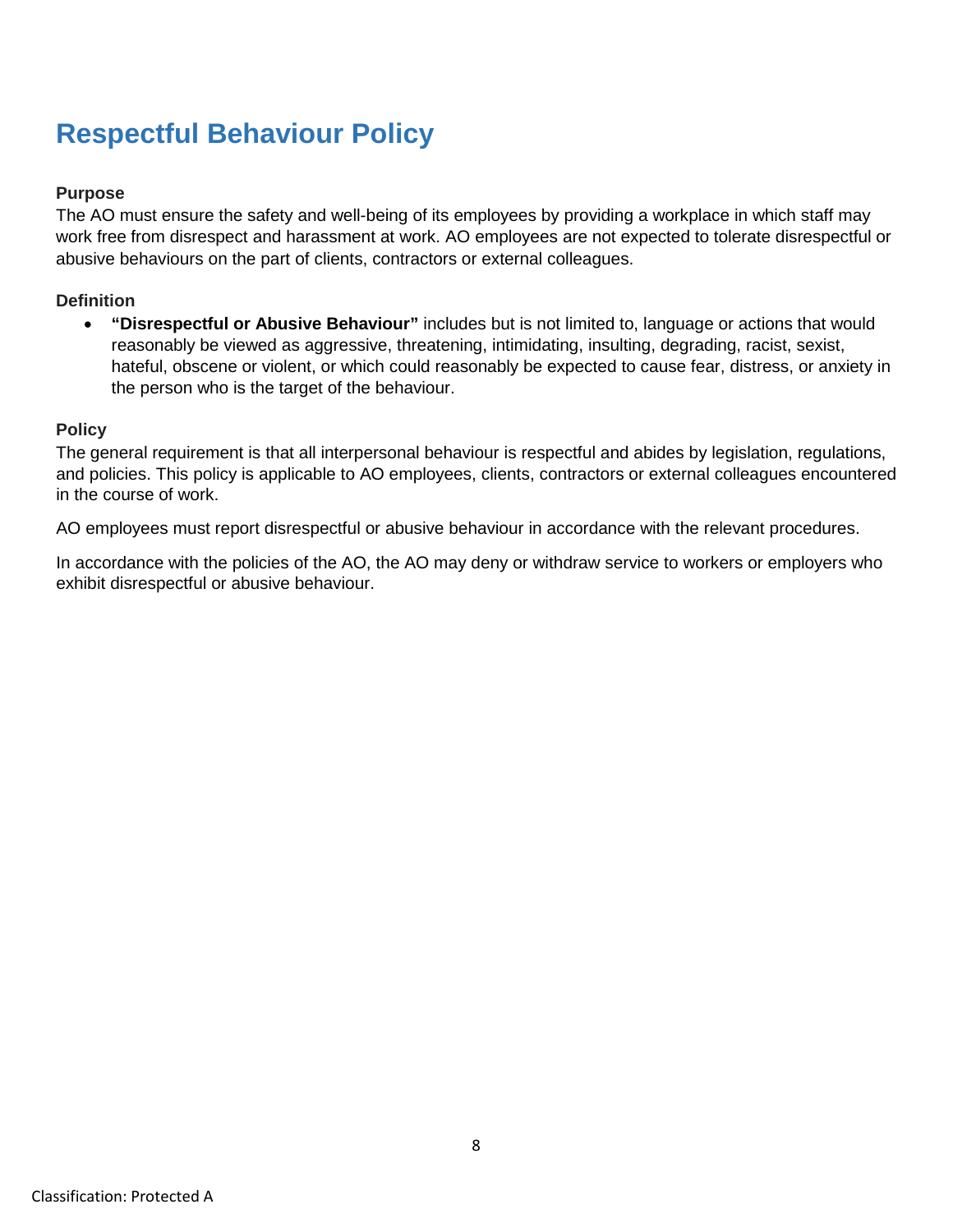# Respectful Behaviour Policy

**Purpose**

The AO must ensure the safety and well-being of its employees by providing a workplace in which staff may work free from disrespect and harassment at work. AO employees are not expected to tolerate disrespectful or abusive behaviours on the part of clients, contractors or external colleagues.

**Definition**

- **"Disrespectful or Abusive Behaviour"** includes but is not limited to, language or actions that would reasonably be viewed as aggressive, threatening, intimidating, insulting, degrading, racist, sexist, hateful, obscene or violent, or which could reasonably be expected to cause fear, distress, or anxiety in the person who is the target of the behaviour.

**Policy**

The general requirement is that all interpersonal behaviour is respectful and abides by legislation, regulations, and policies. This policy is applicable to AO employees, clients, contractors or external colleagues encountered in the course of work.

AO employees must report disrespectful or abusive behaviour in accordance with the relevant procedures.

In accordance with the policies of the AO, the AO may deny or withdraw service to workers or employers who exhibit disrespectful or abusive behaviour.

Classification: Protected A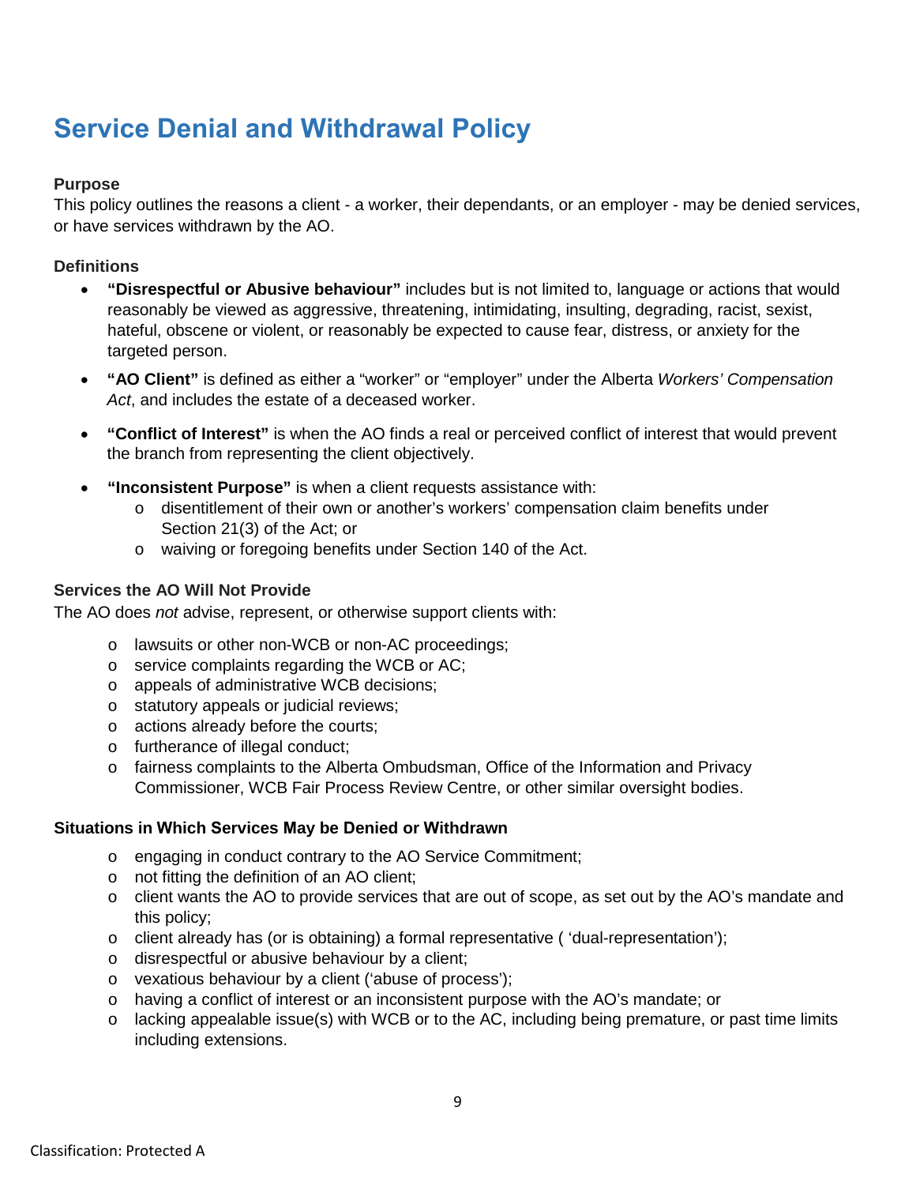# Service Denial and Withdrawal Policy

**Purpose**

This policy outlines the reasons a client - a worker, their dependants, or an employer - may be denied services, or have services withdrawn by the AO.

**Definitions**

- **"Disrespectful or Abusive behaviour"** includes but is not limited to, language or actions that would reasonably be viewed as aggressive, threatening, intimidating, insulting, degrading, racist, sexist, hateful, obscene or violent, or reasonably be expected to cause fear, distress, or anxiety for the targeted person.
- **"AO Client"** is defined as either a "worker" or "employer" under the Alberta *Workers' Compensation Act*, and includes the estate of a deceased worker.
- **"Conflict of Interest"** is when the AO finds a real or perceived conflict of interest that would prevent the branch from representing the client objectively.
- **"Inconsistent Purpose"** is when a client requests assistance with:
  - disentitlement of their own or another's workers' compensation claim benefits under Section 21(3) of the Act; or
  - waiving or foregoing benefits under Section 140 of the Act.

**Services the AO Will Not Provide**

The AO does *not* advise, represent, or otherwise support clients with:

- lawsuits or other non-WCB or non-AC proceedings;
- service complaints regarding the WCB or AC;
- appeals of administrative WCB decisions;
- statutory appeals or judicial reviews;
- actions already before the courts;
- furtherance of illegal conduct;
- fairness complaints to the Alberta Ombudsman, Office of the Information and Privacy Commissioner, WCB Fair Process Review Centre, or other similar oversight bodies.

**Situations in Which Services May be Denied or Withdrawn**

- engaging in conduct contrary to the AO Service Commitment;
- not fitting the definition of an AO client;
- client wants the AO to provide services that are out of scope, as set out by the AO's mandate and this policy;
- client already has (or is obtaining) a formal representative ( 'dual-representation');
- disrespectful or abusive behaviour by a client;
- vexatious behaviour by a client ('abuse of process');
- having a conflict of interest or an inconsistent purpose with the AO's mandate; or
- lacking appealable issue(s) with WCB or to the AC, including being premature, or past time limits including extensions.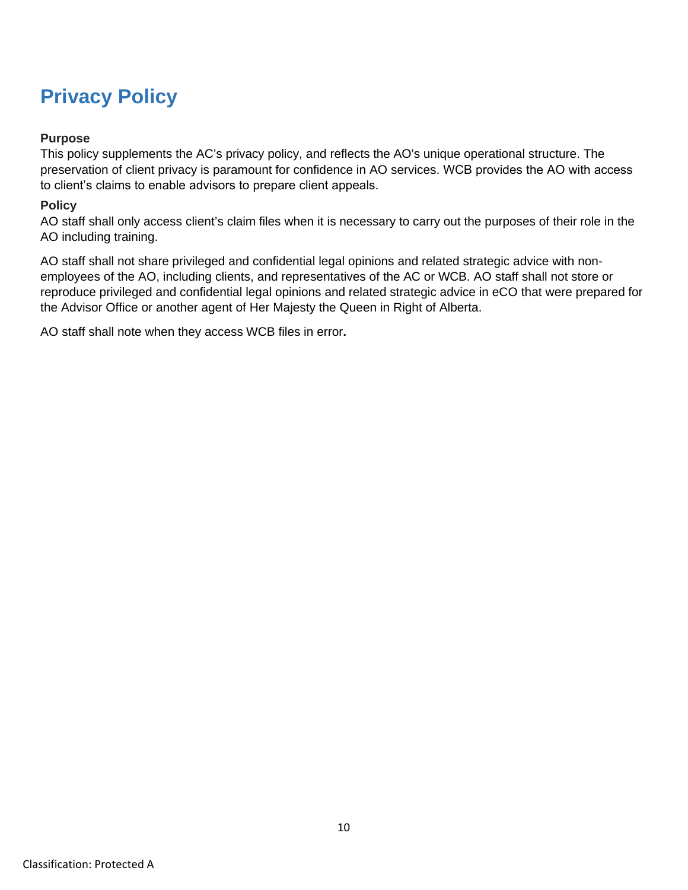# Privacy Policy

**Purpose**

This policy supplements the AC's privacy policy, and reflects the AO's unique operational structure. The preservation of client privacy is paramount for confidence in AO services. WCB provides the AO with access to client's claims to enable advisors to prepare client appeals.

**Policy**

AO staff shall only access client's claim files when it is necessary to carry out the purposes of their role in the AO including training.

AO staff shall not share privileged and confidential legal opinions and related strategic advice with non-employees of the AO, including clients, and representatives of the AC or WCB. AO staff shall not store or reproduce privileged and confidential legal opinions and related strategic advice in eCO that were prepared for the Advisor Office or another agent of Her Majesty the Queen in Right of Alberta.

AO staff shall note when they access WCB files in error.

Classification: Protected A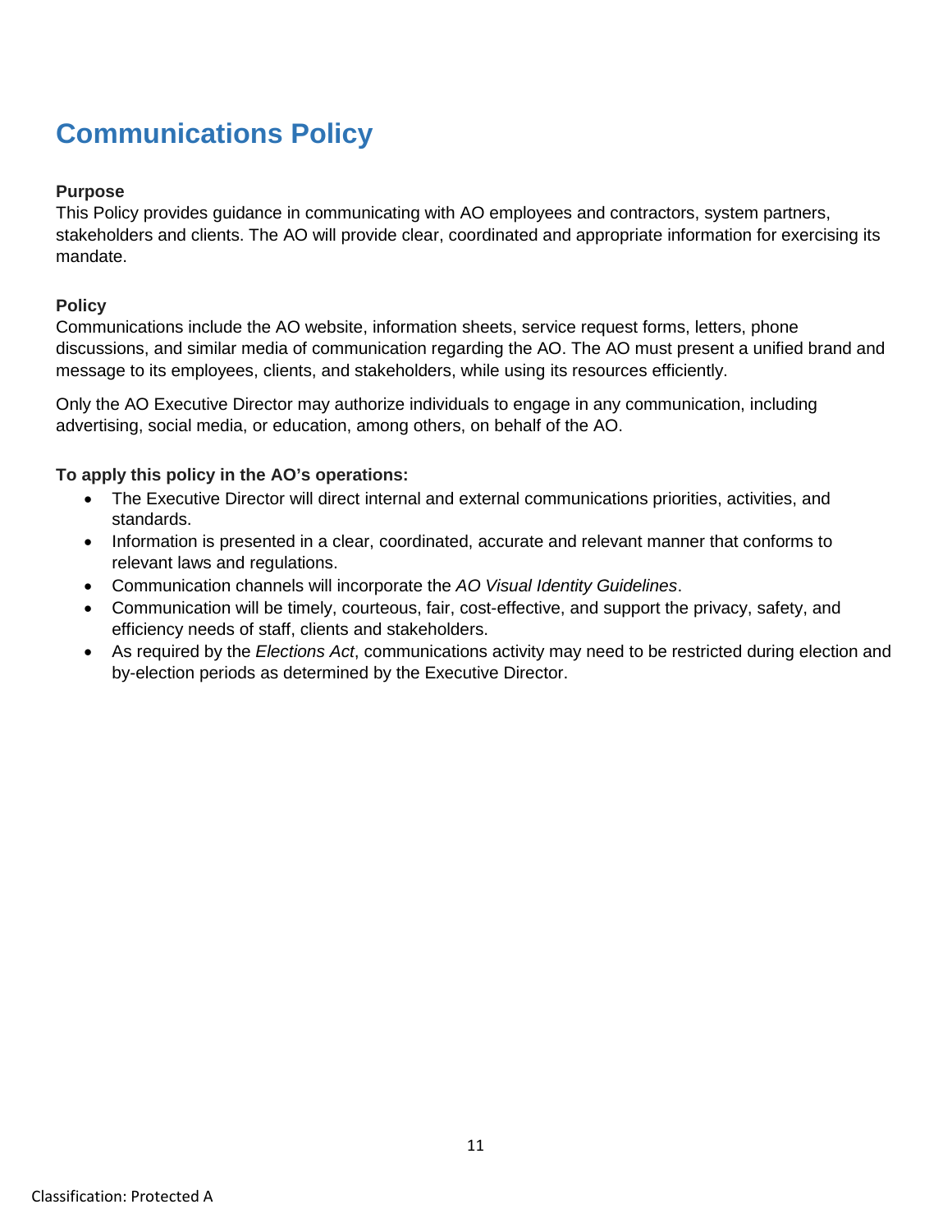# Communications Policy

**Purpose**

This Policy provides guidance in communicating with AO employees and contractors, system partners, stakeholders and clients. The AO will provide clear, coordinated and appropriate information for exercising its mandate.

**Policy**

Communications include the AO website, information sheets, service request forms, letters, phone discussions, and similar media of communication regarding the AO. The AO must present a unified brand and message to its employees, clients, and stakeholders, while using its resources efficiently.

Only the AO Executive Director may authorize individuals to engage in any communication, including advertising, social media, or education, among others, on behalf of the AO.

**To apply this policy in the AO's operations:**

- The Executive Director will direct internal and external communications priorities, activities, and standards.
- Information is presented in a clear, coordinated, accurate and relevant manner that conforms to relevant laws and regulations.
- Communication channels will incorporate the *AO Visual Identity Guidelines*.
- Communication will be timely, courteous, fair, cost-effective, and support the privacy, safety, and efficiency needs of staff, clients and stakeholders.
- As required by the *Elections Act*, communications activity may need to be restricted during election and by-election periods as determined by the Executive Director.

Classification: Protected A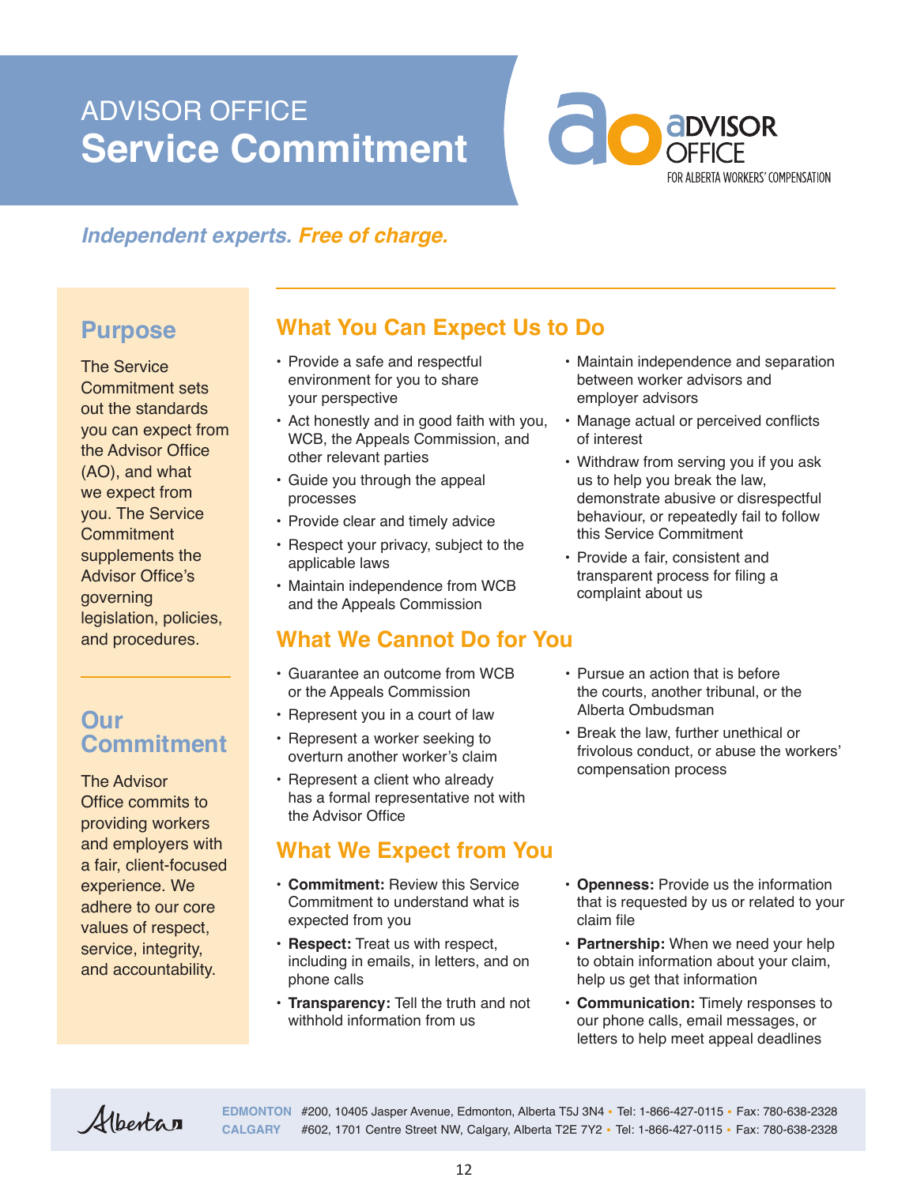# ADVISOR OFFICE
# Service Commitment

ADVISOR OFFICE
FOR ALBERTA WORKERS' COMPENSATION

*Independent experts. Free of charge.*

## Purpose

The Service Commitment sets out the standards you can expect from the Advisor Office (AO), and what we expect from you. The Service Commitment supplements the Advisor Office's governing legislation, policies, and procedures.

## Our Commitment

The Advisor Office commits to providing workers and employers with a fair, client-focused experience. We adhere to our core values of respect, service, integrity, and accountability.

## What You Can Expect Us to Do

- Provide a safe and respectful environment for you to share your perspective
- Act honestly and in good faith with you, WCB, the Appeals Commission, and other relevant parties
- Guide you through the appeal processes
- Provide clear and timely advice
- Respect your privacy, subject to the applicable laws
- Maintain independence from WCB and the Appeals Commission
- Maintain independence and separation between worker advisors and employer advisors
- Manage actual or perceived conflicts of interest
- Withdraw from serving you if you ask us to help you break the law, demonstrate abusive or disrespectful behaviour, or repeatedly fail to follow this Service Commitment
- Provide a fair, consistent and transparent process for filing a complaint about us

## What We Cannot Do for You

- Guarantee an outcome from WCB or the Appeals Commission
- Represent you in a court of law
- Represent a worker seeking to overturn another worker's claim
- Represent a client who already has a formal representative not with the Advisor Office
- Pursue an action that is before the courts, another tribunal, or the Alberta Ombudsman
- Break the law, further unethical or frivolous conduct, or abuse the workers' compensation process

## What We Expect from You

- **Commitment:** Review this Service Commitment to understand what is expected from you
- **Respect:** Treat us with respect, including in emails, in letters, and on phone calls
- **Transparency:** Tell the truth and not withhold information from us
- **Openness:** Provide us the information that is requested by us or related to your claim file
- **Partnership:** When we need your help to obtain information about your claim, help us get that information
- **Communication:** Timely responses to our phone calls, email messages, or letters to help meet appeal deadlines

Alberta

**EDMONTON** #200, 10405 Jasper Avenue, Edmonton, Alberta T5J 3N4 • Tel: 1-866-427-0115 • Fax: 780-638-2328
**CALGARY** #602, 1701 Centre Street NW, Calgary, Alberta T2E 7Y2 • Tel: 1-866-427-0115 • Fax: 780-638-2328